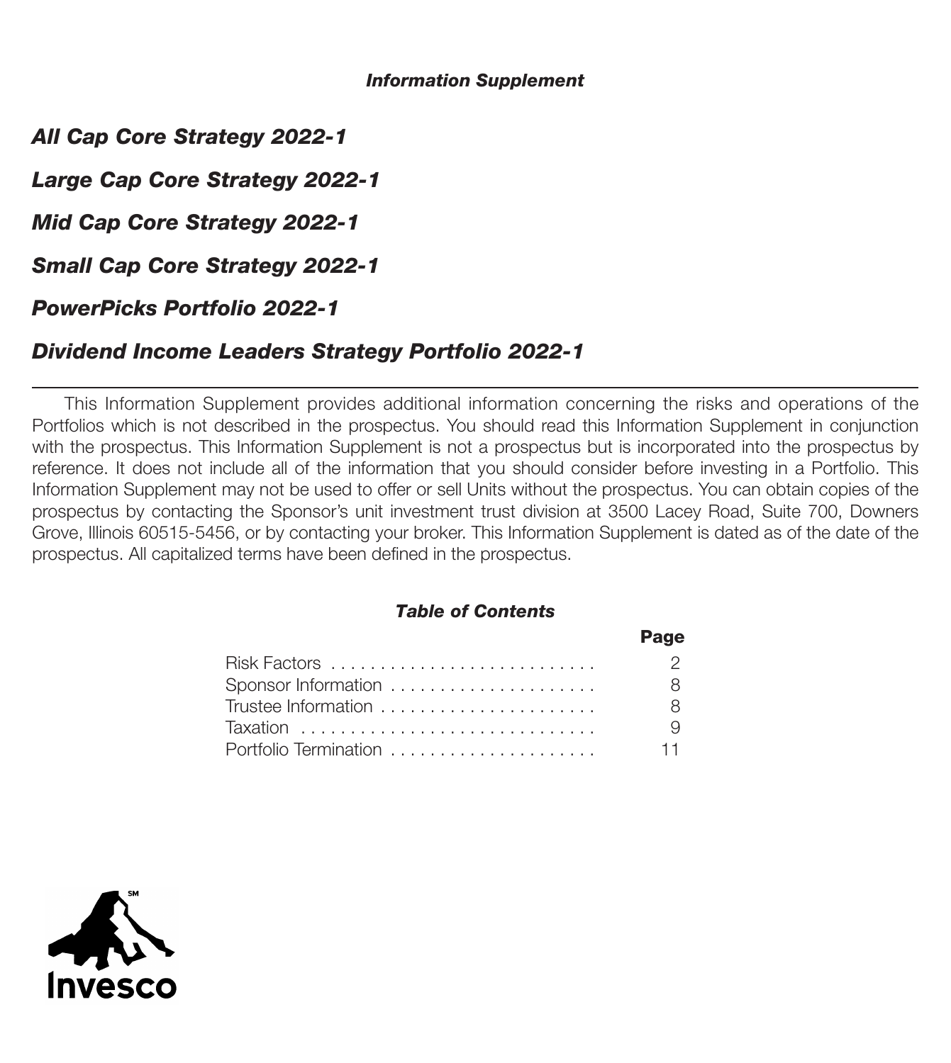***Information Supplement***

# *All Cap Core Strategy 2022-1*

# *Large Cap Core Strategy 2022-1*

# *Mid Cap Core Strategy 2022-1*

# *Small Cap Core Strategy 2022-1*

# *PowerPicks Portfolio 2022-1*

# *Dividend Income Leaders Strategy Portfolio 2022-1*

---

This Information Supplement provides additional information concerning the risks and operations of the Portfolios which is not described in the prospectus. You should read this Information Supplement in conjunction with the prospectus. This Information Supplement is not a prospectus but is incorporated into the prospectus by reference. It does not include all of the information that you should consider before investing in a Portfolio. This Information Supplement may not be used to offer or sell Units without the prospectus. You can obtain copies of the prospectus by contacting the Sponsor's unit investment trust division at 3500 Lacey Road, Suite 700, Downers Grove, Illinois 60515-5456, or by contacting your broker. This Information Supplement is dated as of the date of the prospectus. All capitalized terms have been defined in the prospectus.

***Table of Contents***

| | **Page** |
|---|---|
| Risk Factors | 2 |
| Sponsor Information | 8 |
| Trustee Information | 8 |
| Taxation | 9 |
| Portfolio Termination | 11 |

Invesco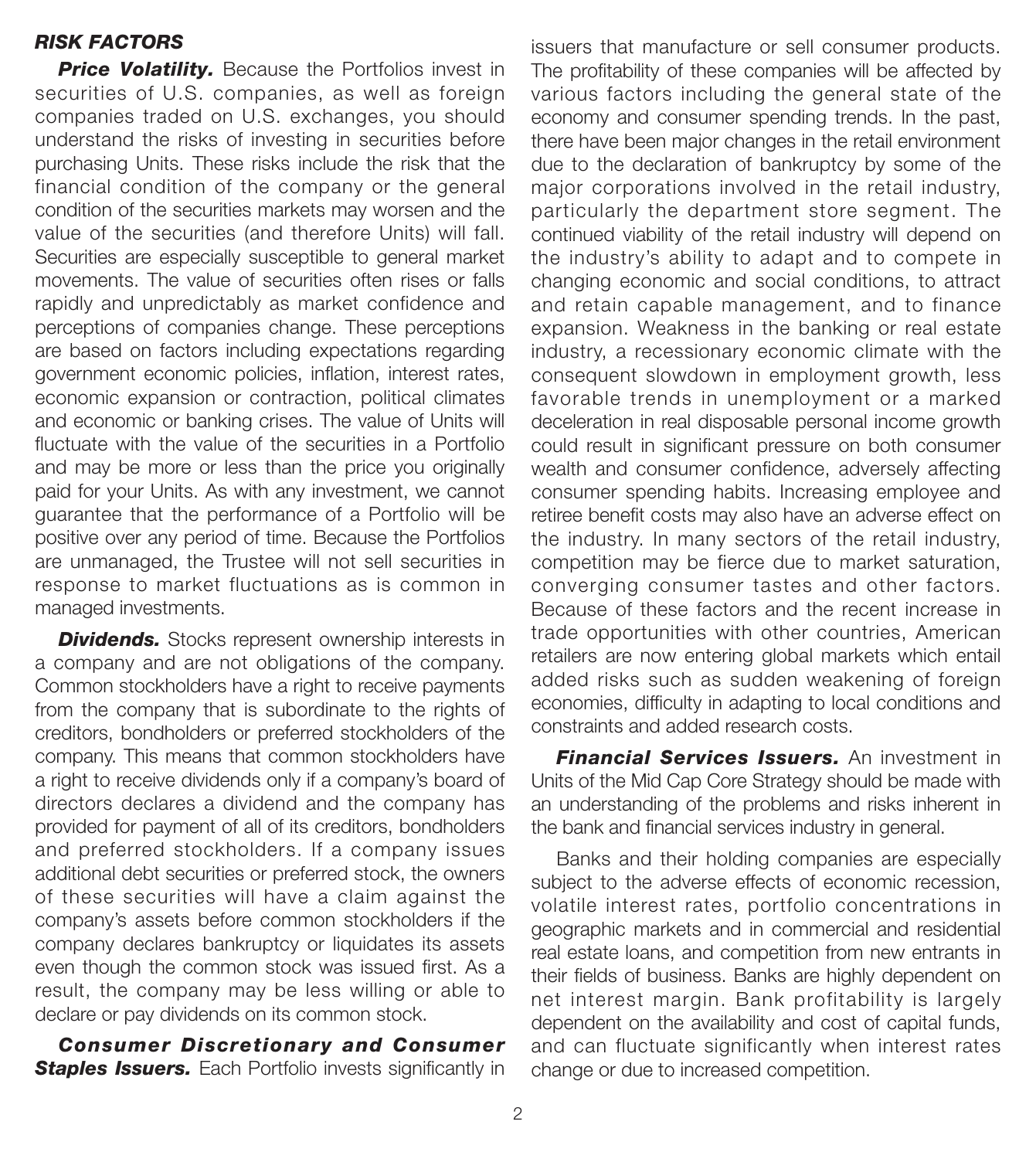## RISK FACTORS

***Price Volatility.*** Because the Portfolios invest in securities of U.S. companies, as well as foreign companies traded on U.S. exchanges, you should understand the risks of investing in securities before purchasing Units. These risks include the risk that the financial condition of the company or the general condition of the securities markets may worsen and the value of the securities (and therefore Units) will fall. Securities are especially susceptible to general market movements. The value of securities often rises or falls rapidly and unpredictably as market confidence and perceptions of companies change. These perceptions are based on factors including expectations regarding government economic policies, inflation, interest rates, economic expansion or contraction, political climates and economic or banking crises. The value of Units will fluctuate with the value of the securities in a Portfolio and may be more or less than the price you originally paid for your Units. As with any investment, we cannot guarantee that the performance of a Portfolio will be positive over any period of time. Because the Portfolios are unmanaged, the Trustee will not sell securities in response to market fluctuations as is common in managed investments.

***Dividends.*** Stocks represent ownership interests in a company and are not obligations of the company. Common stockholders have a right to receive payments from the company that is subordinate to the rights of creditors, bondholders or preferred stockholders of the company. This means that common stockholders have a right to receive dividends only if a company's board of directors declares a dividend and the company has provided for payment of all of its creditors, bondholders and preferred stockholders. If a company issues additional debt securities or preferred stock, the owners of these securities will have a claim against the company's assets before common stockholders if the company declares bankruptcy or liquidates its assets even though the common stock was issued first. As a result, the company may be less willing or able to declare or pay dividends on its common stock.

***Consumer Discretionary and Consumer Staples Issuers.*** Each Portfolio invests significantly in issuers that manufacture or sell consumer products. The profitability of these companies will be affected by various factors including the general state of the economy and consumer spending trends. In the past, there have been major changes in the retail environment due to the declaration of bankruptcy by some of the major corporations involved in the retail industry, particularly the department store segment. The continued viability of the retail industry will depend on the industry's ability to adapt and to compete in changing economic and social conditions, to attract and retain capable management, and to finance expansion. Weakness in the banking or real estate industry, a recessionary economic climate with the consequent slowdown in employment growth, less favorable trends in unemployment or a marked deceleration in real disposable personal income growth could result in significant pressure on both consumer wealth and consumer confidence, adversely affecting consumer spending habits. Increasing employee and retiree benefit costs may also have an adverse effect on the industry. In many sectors of the retail industry, competition may be fierce due to market saturation, converging consumer tastes and other factors. Because of these factors and the recent increase in trade opportunities with other countries, American retailers are now entering global markets which entail added risks such as sudden weakening of foreign economies, difficulty in adapting to local conditions and constraints and added research costs.

***Financial Services Issuers.*** An investment in Units of the Mid Cap Core Strategy should be made with an understanding of the problems and risks inherent in the bank and financial services industry in general.

Banks and their holding companies are especially subject to the adverse effects of economic recession, volatile interest rates, portfolio concentrations in geographic markets and in commercial and residential real estate loans, and competition from new entrants in their fields of business. Banks are highly dependent on net interest margin. Bank profitability is largely dependent on the availability and cost of capital funds, and can fluctuate significantly when interest rates change or due to increased competition.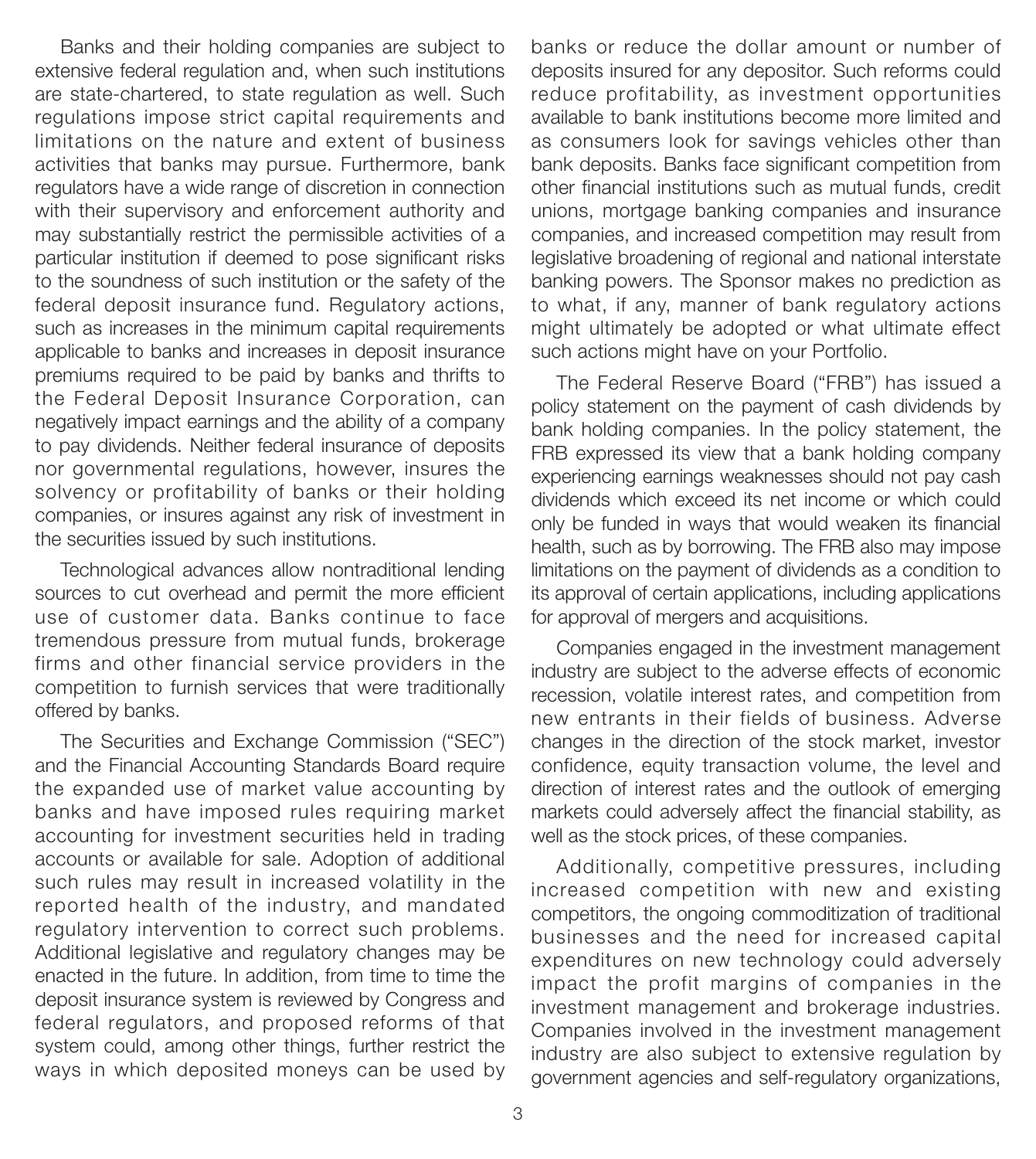Banks and their holding companies are subject to extensive federal regulation and, when such institutions are state-chartered, to state regulation as well. Such regulations impose strict capital requirements and limitations on the nature and extent of business activities that banks may pursue. Furthermore, bank regulators have a wide range of discretion in connection with their supervisory and enforcement authority and may substantially restrict the permissible activities of a particular institution if deemed to pose significant risks to the soundness of such institution or the safety of the federal deposit insurance fund. Regulatory actions, such as increases in the minimum capital requirements applicable to banks and increases in deposit insurance premiums required to be paid by banks and thrifts to the Federal Deposit Insurance Corporation, can negatively impact earnings and the ability of a company to pay dividends. Neither federal insurance of deposits nor governmental regulations, however, insures the solvency or profitability of banks or their holding companies, or insures against any risk of investment in the securities issued by such institutions.

Technological advances allow nontraditional lending sources to cut overhead and permit the more efficient use of customer data. Banks continue to face tremendous pressure from mutual funds, brokerage firms and other financial service providers in the competition to furnish services that were traditionally offered by banks.

The Securities and Exchange Commission ("SEC") and the Financial Accounting Standards Board require the expanded use of market value accounting by banks and have imposed rules requiring market accounting for investment securities held in trading accounts or available for sale. Adoption of additional such rules may result in increased volatility in the reported health of the industry, and mandated regulatory intervention to correct such problems. Additional legislative and regulatory changes may be enacted in the future. In addition, from time to time the deposit insurance system is reviewed by Congress and federal regulators, and proposed reforms of that system could, among other things, further restrict the ways in which deposited moneys can be used by banks or reduce the dollar amount or number of deposits insured for any depositor. Such reforms could reduce profitability, as investment opportunities available to bank institutions become more limited and as consumers look for savings vehicles other than bank deposits. Banks face significant competition from other financial institutions such as mutual funds, credit unions, mortgage banking companies and insurance companies, and increased competition may result from legislative broadening of regional and national interstate banking powers. The Sponsor makes no prediction as to what, if any, manner of bank regulatory actions might ultimately be adopted or what ultimate effect such actions might have on your Portfolio.

The Federal Reserve Board ("FRB") has issued a policy statement on the payment of cash dividends by bank holding companies. In the policy statement, the FRB expressed its view that a bank holding company experiencing earnings weaknesses should not pay cash dividends which exceed its net income or which could only be funded in ways that would weaken its financial health, such as by borrowing. The FRB also may impose limitations on the payment of dividends as a condition to its approval of certain applications, including applications for approval of mergers and acquisitions.

Companies engaged in the investment management industry are subject to the adverse effects of economic recession, volatile interest rates, and competition from new entrants in their fields of business. Adverse changes in the direction of the stock market, investor confidence, equity transaction volume, the level and direction of interest rates and the outlook of emerging markets could adversely affect the financial stability, as well as the stock prices, of these companies.

Additionally, competitive pressures, including increased competition with new and existing competitors, the ongoing commoditization of traditional businesses and the need for increased capital expenditures on new technology could adversely impact the profit margins of companies in the investment management and brokerage industries. Companies involved in the investment management industry are also subject to extensive regulation by government agencies and self-regulatory organizations,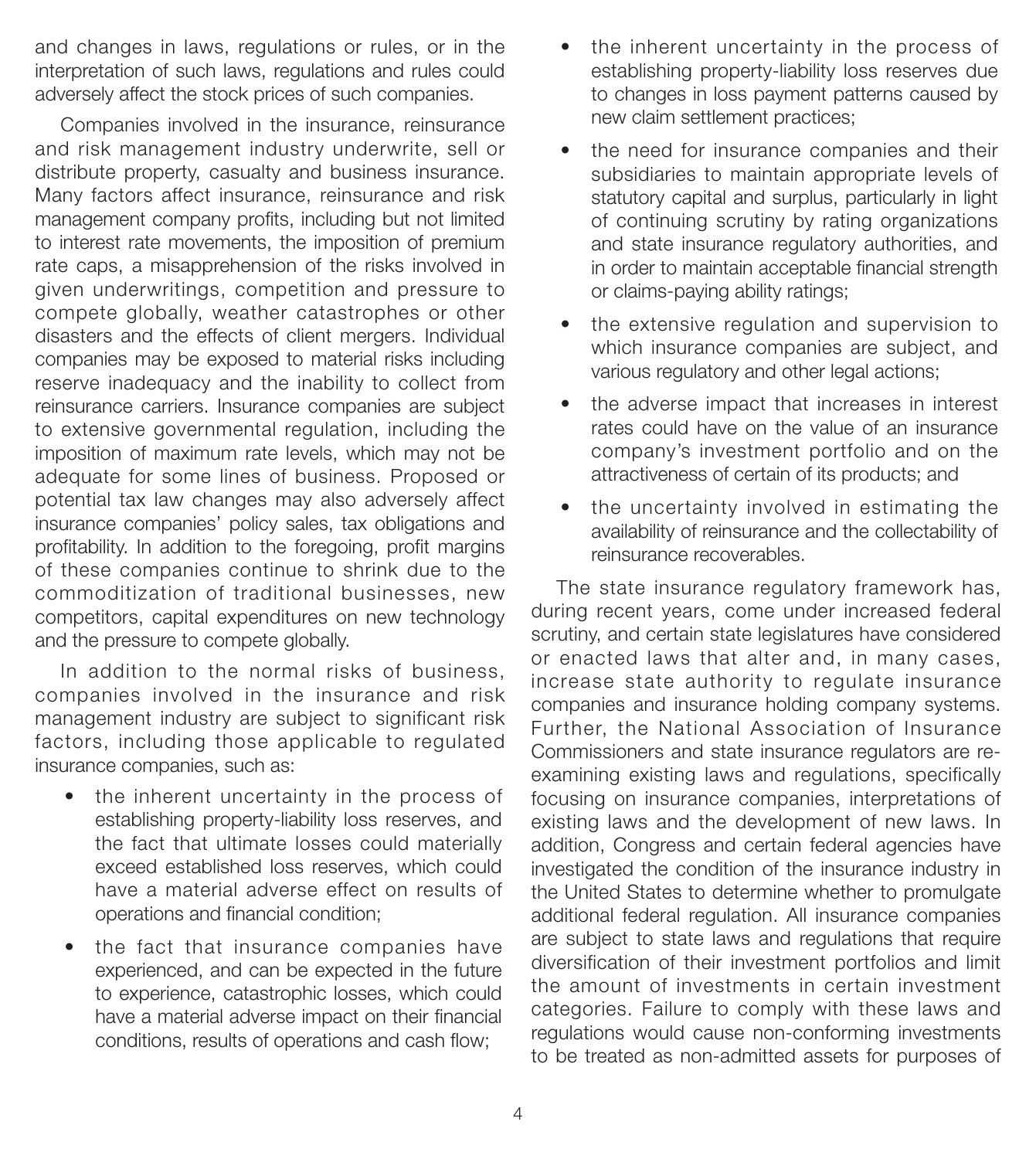and changes in laws, regulations or rules, or in the interpretation of such laws, regulations and rules could adversely affect the stock prices of such companies.

Companies involved in the insurance, reinsurance and risk management industry underwrite, sell or distribute property, casualty and business insurance. Many factors affect insurance, reinsurance and risk management company profits, including but not limited to interest rate movements, the imposition of premium rate caps, a misapprehension of the risks involved in given underwritings, competition and pressure to compete globally, weather catastrophes or other disasters and the effects of client mergers. Individual companies may be exposed to material risks including reserve inadequacy and the inability to collect from reinsurance carriers. Insurance companies are subject to extensive governmental regulation, including the imposition of maximum rate levels, which may not be adequate for some lines of business. Proposed or potential tax law changes may also adversely affect insurance companies' policy sales, tax obligations and profitability. In addition to the foregoing, profit margins of these companies continue to shrink due to the commoditization of traditional businesses, new competitors, capital expenditures on new technology and the pressure to compete globally.

In addition to the normal risks of business, companies involved in the insurance and risk management industry are subject to significant risk factors, including those applicable to regulated insurance companies, such as:

- the inherent uncertainty in the process of establishing property-liability loss reserves, and the fact that ultimate losses could materially exceed established loss reserves, which could have a material adverse effect on results of operations and financial condition;
- the fact that insurance companies have experienced, and can be expected in the future to experience, catastrophic losses, which could have a material adverse impact on their financial conditions, results of operations and cash flow;
- the inherent uncertainty in the process of establishing property-liability loss reserves due to changes in loss payment patterns caused by new claim settlement practices;
- the need for insurance companies and their subsidiaries to maintain appropriate levels of statutory capital and surplus, particularly in light of continuing scrutiny by rating organizations and state insurance regulatory authorities, and in order to maintain acceptable financial strength or claims-paying ability ratings;
- the extensive regulation and supervision to which insurance companies are subject, and various regulatory and other legal actions;
- the adverse impact that increases in interest rates could have on the value of an insurance company's investment portfolio and on the attractiveness of certain of its products; and
- the uncertainty involved in estimating the availability of reinsurance and the collectability of reinsurance recoverables.

The state insurance regulatory framework has, during recent years, come under increased federal scrutiny, and certain state legislatures have considered or enacted laws that alter and, in many cases, increase state authority to regulate insurance companies and insurance holding company systems. Further, the National Association of Insurance Commissioners and state insurance regulators are re-examining existing laws and regulations, specifically focusing on insurance companies, interpretations of existing laws and the development of new laws. In addition, Congress and certain federal agencies have investigated the condition of the insurance industry in the United States to determine whether to promulgate additional federal regulation. All insurance companies are subject to state laws and regulations that require diversification of their investment portfolios and limit the amount of investments in certain investment categories. Failure to comply with these laws and regulations would cause non-conforming investments to be treated as non-admitted assets for purposes of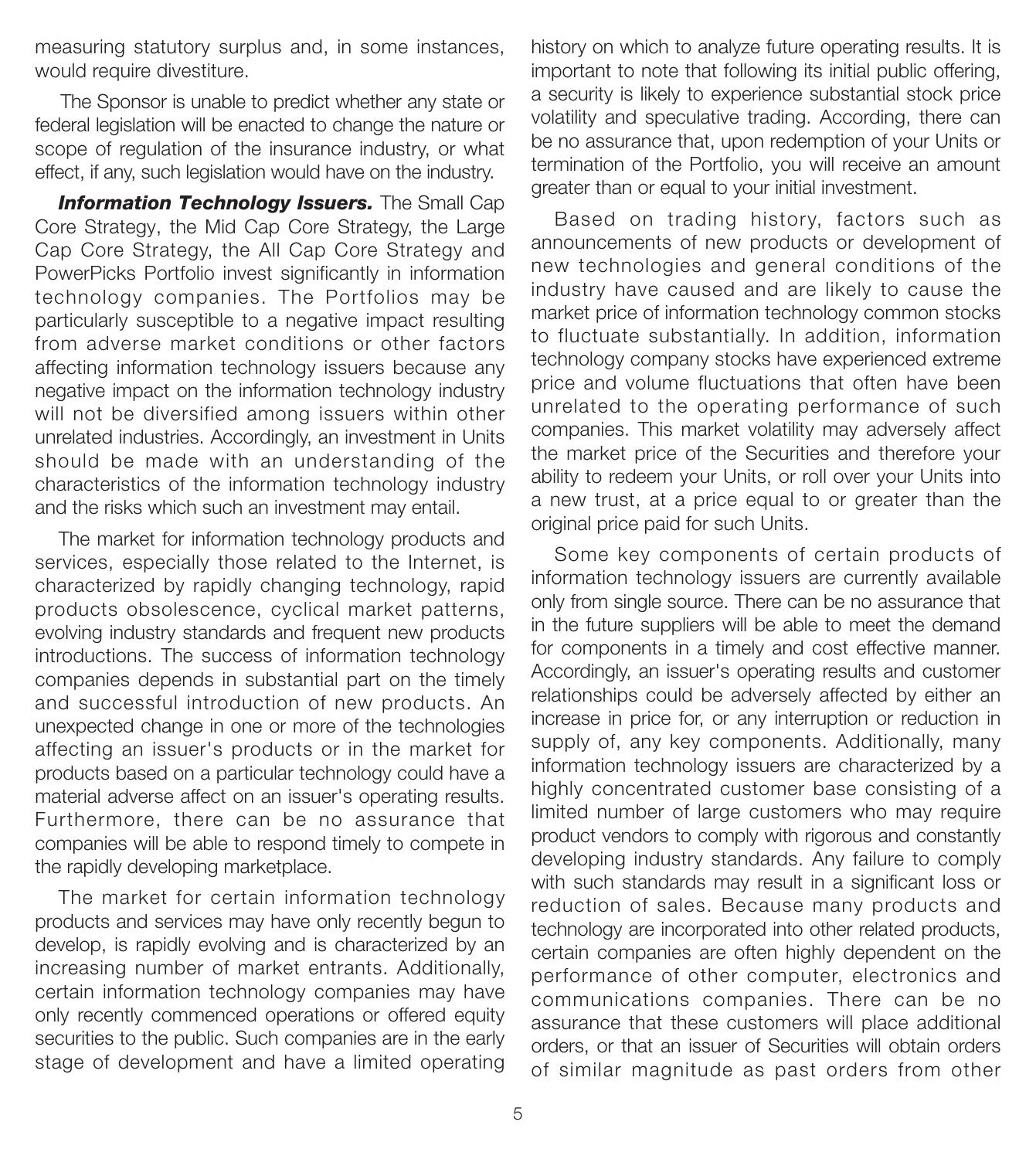measuring statutory surplus and, in some instances, would require divestiture.

The Sponsor is unable to predict whether any state or federal legislation will be enacted to change the nature or scope of regulation of the insurance industry, or what effect, if any, such legislation would have on the industry.

***Information Technology Issuers.*** The Small Cap Core Strategy, the Mid Cap Core Strategy, the Large Cap Core Strategy, the All Cap Core Strategy and PowerPicks Portfolio invest significantly in information technology companies. The Portfolios may be particularly susceptible to a negative impact resulting from adverse market conditions or other factors affecting information technology issuers because any negative impact on the information technology industry will not be diversified among issuers within other unrelated industries. Accordingly, an investment in Units should be made with an understanding of the characteristics of the information technology industry and the risks which such an investment may entail.

The market for information technology products and services, especially those related to the Internet, is characterized by rapidly changing technology, rapid products obsolescence, cyclical market patterns, evolving industry standards and frequent new products introductions. The success of information technology companies depends in substantial part on the timely and successful introduction of new products. An unexpected change in one or more of the technologies affecting an issuer's products or in the market for products based on a particular technology could have a material adverse affect on an issuer's operating results. Furthermore, there can be no assurance that companies will be able to respond timely to compete in the rapidly developing marketplace.

The market for certain information technology products and services may have only recently begun to develop, is rapidly evolving and is characterized by an increasing number of market entrants. Additionally, certain information technology companies may have only recently commenced operations or offered equity securities to the public. Such companies are in the early stage of development and have a limited operating history on which to analyze future operating results. It is important to note that following its initial public offering, a security is likely to experience substantial stock price volatility and speculative trading. According, there can be no assurance that, upon redemption of your Units or termination of the Portfolio, you will receive an amount greater than or equal to your initial investment.

Based on trading history, factors such as announcements of new products or development of new technologies and general conditions of the industry have caused and are likely to cause the market price of information technology common stocks to fluctuate substantially. In addition, information technology company stocks have experienced extreme price and volume fluctuations that often have been unrelated to the operating performance of such companies. This market volatility may adversely affect the market price of the Securities and therefore your ability to redeem your Units, or roll over your Units into a new trust, at a price equal to or greater than the original price paid for such Units.

Some key components of certain products of information technology issuers are currently available only from single source. There can be no assurance that in the future suppliers will be able to meet the demand for components in a timely and cost effective manner. Accordingly, an issuer's operating results and customer relationships could be adversely affected by either an increase in price for, or any interruption or reduction in supply of, any key components. Additionally, many information technology issuers are characterized by a highly concentrated customer base consisting of a limited number of large customers who may require product vendors to comply with rigorous and constantly developing industry standards. Any failure to comply with such standards may result in a significant loss or reduction of sales. Because many products and technology are incorporated into other related products, certain companies are often highly dependent on the performance of other computer, electronics and communications companies. There can be no assurance that these customers will place additional orders, or that an issuer of Securities will obtain orders of similar magnitude as past orders from other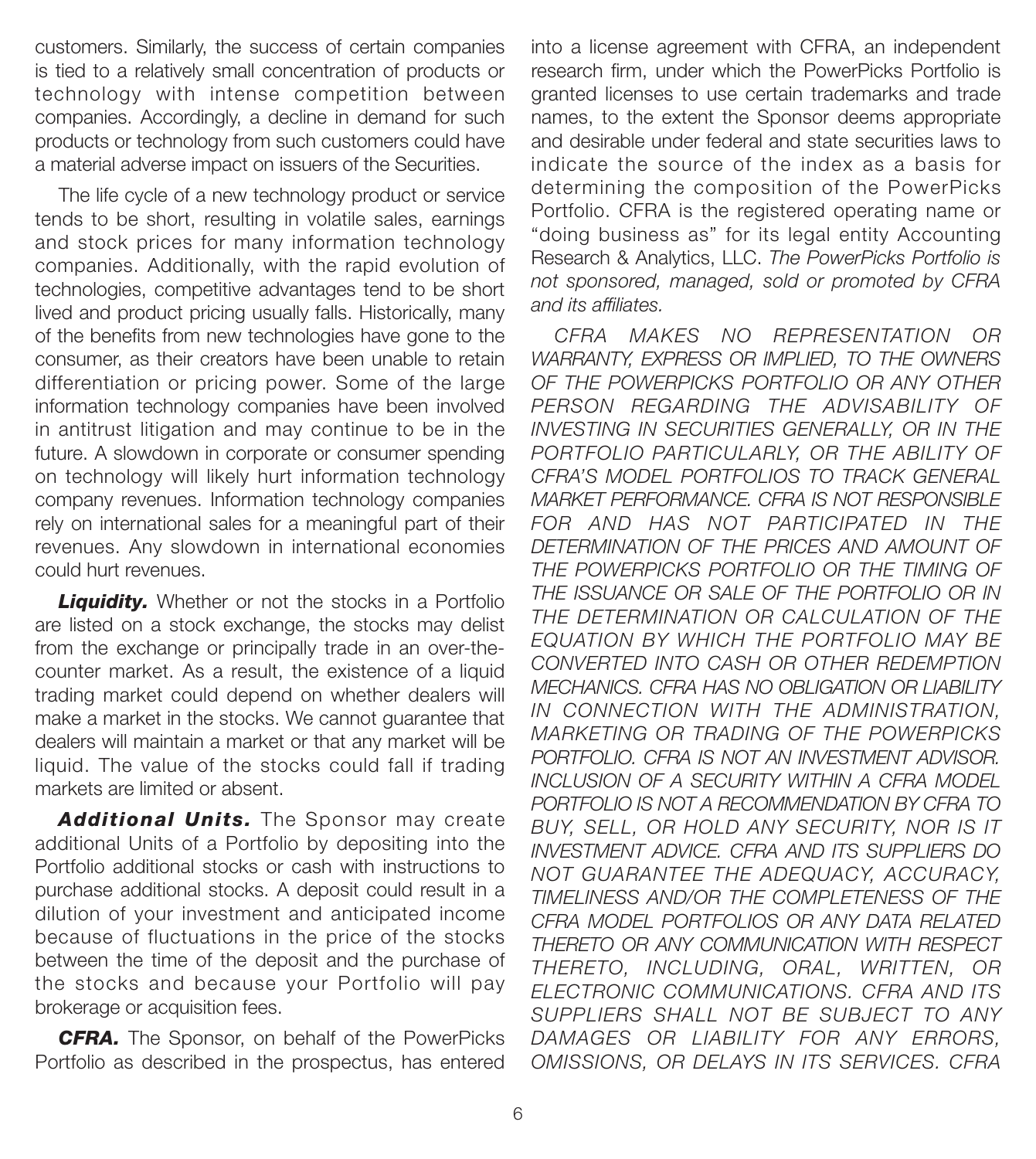customers. Similarly, the success of certain companies is tied to a relatively small concentration of products or technology with intense competition between companies. Accordingly, a decline in demand for such products or technology from such customers could have a material adverse impact on issuers of the Securities.

The life cycle of a new technology product or service tends to be short, resulting in volatile sales, earnings and stock prices for many information technology companies. Additionally, with the rapid evolution of technologies, competitive advantages tend to be short lived and product pricing usually falls. Historically, many of the benefits from new technologies have gone to the consumer, as their creators have been unable to retain differentiation or pricing power. Some of the large information technology companies have been involved in antitrust litigation and may continue to be in the future. A slowdown in corporate or consumer spending on technology will likely hurt information technology company revenues. Information technology companies rely on international sales for a meaningful part of their revenues. Any slowdown in international economies could hurt revenues.

***Liquidity.*** Whether or not the stocks in a Portfolio are listed on a stock exchange, the stocks may delist from the exchange or principally trade in an over-the-counter market. As a result, the existence of a liquid trading market could depend on whether dealers will make a market in the stocks. We cannot guarantee that dealers will maintain a market or that any market will be liquid. The value of the stocks could fall if trading markets are limited or absent.

***Additional Units.*** The Sponsor may create additional Units of a Portfolio by depositing into the Portfolio additional stocks or cash with instructions to purchase additional stocks. A deposit could result in a dilution of your investment and anticipated income because of fluctuations in the price of the stocks between the time of the deposit and the purchase of the stocks and because your Portfolio will pay brokerage or acquisition fees.

***CFRA.*** The Sponsor, on behalf of the PowerPicks Portfolio as described in the prospectus, has entered into a license agreement with CFRA, an independent research firm, under which the PowerPicks Portfolio is granted licenses to use certain trademarks and trade names, to the extent the Sponsor deems appropriate and desirable under federal and state securities laws to indicate the source of the index as a basis for determining the composition of the PowerPicks Portfolio. CFRA is the registered operating name or "doing business as" for its legal entity Accounting Research & Analytics, LLC. *The PowerPicks Portfolio is not sponsored, managed, sold or promoted by CFRA and its affiliates.*

*CFRA MAKES NO REPRESENTATION OR WARRANTY, EXPRESS OR IMPLIED, TO THE OWNERS OF THE POWERPICKS PORTFOLIO OR ANY OTHER PERSON REGARDING THE ADVISABILITY OF INVESTING IN SECURITIES GENERALLY, OR IN THE PORTFOLIO PARTICULARLY, OR THE ABILITY OF CFRA'S MODEL PORTFOLIOS TO TRACK GENERAL MARKET PERFORMANCE. CFRA IS NOT RESPONSIBLE FOR AND HAS NOT PARTICIPATED IN THE DETERMINATION OF THE PRICES AND AMOUNT OF THE POWERPICKS PORTFOLIO OR THE TIMING OF THE ISSUANCE OR SALE OF THE PORTFOLIO OR IN THE DETERMINATION OR CALCULATION OF THE EQUATION BY WHICH THE PORTFOLIO MAY BE CONVERTED INTO CASH OR OTHER REDEMPTION MECHANICS. CFRA HAS NO OBLIGATION OR LIABILITY IN CONNECTION WITH THE ADMINISTRATION, MARKETING OR TRADING OF THE POWERPICKS PORTFOLIO. CFRA IS NOT AN INVESTMENT ADVISOR. INCLUSION OF A SECURITY WITHIN A CFRA MODEL PORTFOLIO IS NOT A RECOMMENDATION BY CFRA TO BUY, SELL, OR HOLD ANY SECURITY, NOR IS IT INVESTMENT ADVICE. CFRA AND ITS SUPPLIERS DO NOT GUARANTEE THE ADEQUACY, ACCURACY, TIMELINESS AND/OR THE COMPLETENESS OF THE CFRA MODEL PORTFOLIOS OR ANY DATA RELATED THERETO OR ANY COMMUNICATION WITH RESPECT THERETO, INCLUDING, ORAL, WRITTEN, OR ELECTRONIC COMMUNICATIONS. CFRA AND ITS SUPPLIERS SHALL NOT BE SUBJECT TO ANY DAMAGES OR LIABILITY FOR ANY ERRORS, OMISSIONS, OR DELAYS IN ITS SERVICES. CFRA*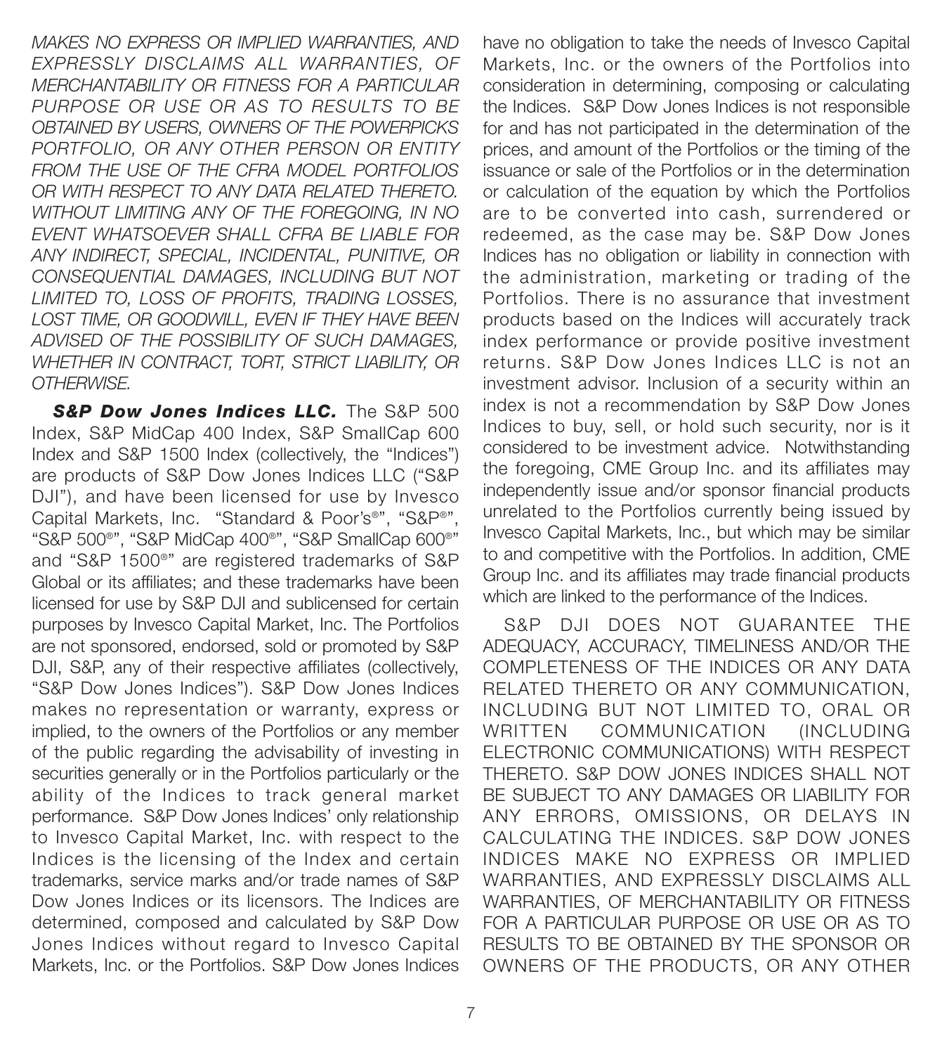*MAKES NO EXPRESS OR IMPLIED WARRANTIES, AND EXPRESSLY DISCLAIMS ALL WARRANTIES, OF MERCHANTABILITY OR FITNESS FOR A PARTICULAR PURPOSE OR USE OR AS TO RESULTS TO BE OBTAINED BY USERS, OWNERS OF THE POWERPICKS PORTFOLIO, OR ANY OTHER PERSON OR ENTITY FROM THE USE OF THE CFRA MODEL PORTFOLIOS OR WITH RESPECT TO ANY DATA RELATED THERETO. WITHOUT LIMITING ANY OF THE FOREGOING, IN NO EVENT WHATSOEVER SHALL CFRA BE LIABLE FOR ANY INDIRECT, SPECIAL, INCIDENTAL, PUNITIVE, OR CONSEQUENTIAL DAMAGES, INCLUDING BUT NOT LIMITED TO, LOSS OF PROFITS, TRADING LOSSES, LOST TIME, OR GOODWILL, EVEN IF THEY HAVE BEEN ADVISED OF THE POSSIBILITY OF SUCH DAMAGES, WHETHER IN CONTRACT, TORT, STRICT LIABILITY, OR OTHERWISE.*

***S&P Dow Jones Indices LLC.*** The S&P 500 Index, S&P MidCap 400 Index, S&P SmallCap 600 Index and S&P 1500 Index (collectively, the "Indices") are products of S&P Dow Jones Indices LLC ("S&P DJI"), and have been licensed for use by Invesco Capital Markets, Inc. "Standard & Poor's®", "S&P®", "S&P 500®", "S&P MidCap 400®", "S&P SmallCap 600®" and "S&P 1500®" are registered trademarks of S&P Global or its affiliates; and these trademarks have been licensed for use by S&P DJI and sublicensed for certain purposes by Invesco Capital Market, Inc. The Portfolios are not sponsored, endorsed, sold or promoted by S&P DJI, S&P, any of their respective affiliates (collectively, "S&P Dow Jones Indices"). S&P Dow Jones Indices makes no representation or warranty, express or implied, to the owners of the Portfolios or any member of the public regarding the advisability of investing in securities generally or in the Portfolios particularly or the ability of the Indices to track general market performance. S&P Dow Jones Indices' only relationship to Invesco Capital Market, Inc. with respect to the Indices is the licensing of the Index and certain trademarks, service marks and/or trade names of S&P Dow Jones Indices or its licensors. The Indices are determined, composed and calculated by S&P Dow Jones Indices without regard to Invesco Capital Markets, Inc. or the Portfolios. S&P Dow Jones Indices have no obligation to take the needs of Invesco Capital Markets, Inc. or the owners of the Portfolios into consideration in determining, composing or calculating the Indices. S&P Dow Jones Indices is not responsible for and has not participated in the determination of the prices, and amount of the Portfolios or the timing of the issuance or sale of the Portfolios or in the determination or calculation of the equation by which the Portfolios are to be converted into cash, surrendered or redeemed, as the case may be. S&P Dow Jones Indices has no obligation or liability in connection with the administration, marketing or trading of the Portfolios. There is no assurance that investment products based on the Indices will accurately track index performance or provide positive investment returns. S&P Dow Jones Indices LLC is not an investment advisor. Inclusion of a security within an index is not a recommendation by S&P Dow Jones Indices to buy, sell, or hold such security, nor is it considered to be investment advice. Notwithstanding the foregoing, CME Group Inc. and its affiliates may independently issue and/or sponsor financial products unrelated to the Portfolios currently being issued by Invesco Capital Markets, Inc., but which may be similar to and competitive with the Portfolios. In addition, CME Group Inc. and its affiliates may trade financial products which are linked to the performance of the Indices.

S&P DJI DOES NOT GUARANTEE THE ADEQUACY, ACCURACY, TIMELINESS AND/OR THE COMPLETENESS OF THE INDICES OR ANY DATA RELATED THERETO OR ANY COMMUNICATION, INCLUDING BUT NOT LIMITED TO, ORAL OR WRITTEN COMMUNICATION (INCLUDING ELECTRONIC COMMUNICATIONS) WITH RESPECT THERETO. S&P DOW JONES INDICES SHALL NOT BE SUBJECT TO ANY DAMAGES OR LIABILITY FOR ANY ERRORS, OMISSIONS, OR DELAYS IN CALCULATING THE INDICES. S&P DOW JONES INDICES MAKE NO EXPRESS OR IMPLIED WARRANTIES, AND EXPRESSLY DISCLAIMS ALL WARRANTIES, OF MERCHANTABILITY OR FITNESS FOR A PARTICULAR PURPOSE OR USE OR AS TO RESULTS TO BE OBTAINED BY THE SPONSOR OR OWNERS OF THE PRODUCTS, OR ANY OTHER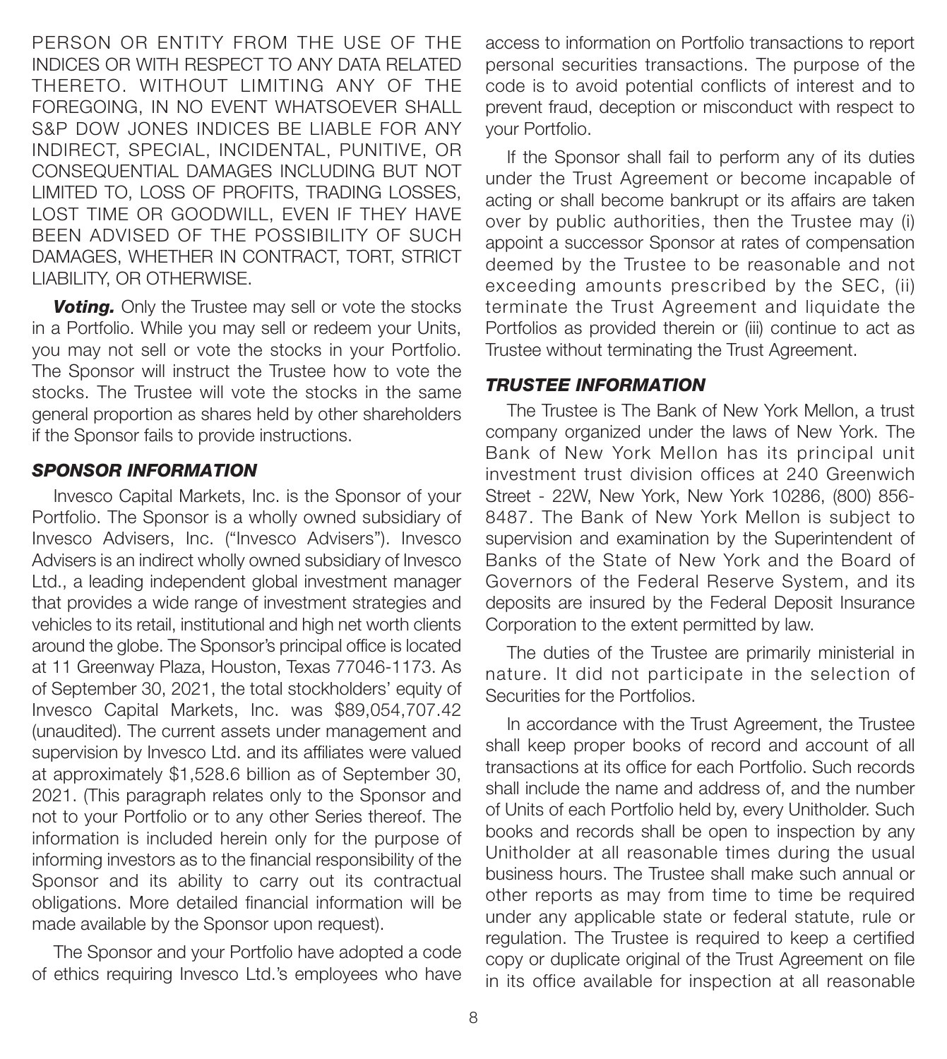PERSON OR ENTITY FROM THE USE OF THE INDICES OR WITH RESPECT TO ANY DATA RELATED THERETO. WITHOUT LIMITING ANY OF THE FOREGOING, IN NO EVENT WHATSOEVER SHALL S&P DOW JONES INDICES BE LIABLE FOR ANY INDIRECT, SPECIAL, INCIDENTAL, PUNITIVE, OR CONSEQUENTIAL DAMAGES INCLUDING BUT NOT LIMITED TO, LOSS OF PROFITS, TRADING LOSSES, LOST TIME OR GOODWILL, EVEN IF THEY HAVE BEEN ADVISED OF THE POSSIBILITY OF SUCH DAMAGES, WHETHER IN CONTRACT, TORT, STRICT LIABILITY, OR OTHERWISE.

***Voting.*** Only the Trustee may sell or vote the stocks in a Portfolio. While you may sell or redeem your Units, you may not sell or vote the stocks in your Portfolio. The Sponsor will instruct the Trustee how to vote the stocks. The Trustee will vote the stocks in the same general proportion as shares held by other shareholders if the Sponsor fails to provide instructions.

### *SPONSOR INFORMATION*

Invesco Capital Markets, Inc. is the Sponsor of your Portfolio. The Sponsor is a wholly owned subsidiary of Invesco Advisers, Inc. ("Invesco Advisers"). Invesco Advisers is an indirect wholly owned subsidiary of Invesco Ltd., a leading independent global investment manager that provides a wide range of investment strategies and vehicles to its retail, institutional and high net worth clients around the globe. The Sponsor's principal office is located at 11 Greenway Plaza, Houston, Texas 77046-1173. As of September 30, 2021, the total stockholders' equity of Invesco Capital Markets, Inc. was $89,054,707.42 (unaudited). The current assets under management and supervision by Invesco Ltd. and its affiliates were valued at approximately $1,528.6 billion as of September 30, 2021. (This paragraph relates only to the Sponsor and not to your Portfolio or to any other Series thereof. The information is included herein only for the purpose of informing investors as to the financial responsibility of the Sponsor and its ability to carry out its contractual obligations. More detailed financial information will be made available by the Sponsor upon request).

The Sponsor and your Portfolio have adopted a code of ethics requiring Invesco Ltd.'s employees who have access to information on Portfolio transactions to report personal securities transactions. The purpose of the code is to avoid potential conflicts of interest and to prevent fraud, deception or misconduct with respect to your Portfolio.

If the Sponsor shall fail to perform any of its duties under the Trust Agreement or become incapable of acting or shall become bankrupt or its affairs are taken over by public authorities, then the Trustee may (i) appoint a successor Sponsor at rates of compensation deemed by the Trustee to be reasonable and not exceeding amounts prescribed by the SEC, (ii) terminate the Trust Agreement and liquidate the Portfolios as provided therein or (iii) continue to act as Trustee without terminating the Trust Agreement.

### *TRUSTEE INFORMATION*

The Trustee is The Bank of New York Mellon, a trust company organized under the laws of New York. The Bank of New York Mellon has its principal unit investment trust division offices at 240 Greenwich Street - 22W, New York, New York 10286, (800) 856-8487. The Bank of New York Mellon is subject to supervision and examination by the Superintendent of Banks of the State of New York and the Board of Governors of the Federal Reserve System, and its deposits are insured by the Federal Deposit Insurance Corporation to the extent permitted by law.

The duties of the Trustee are primarily ministerial in nature. It did not participate in the selection of Securities for the Portfolios.

In accordance with the Trust Agreement, the Trustee shall keep proper books of record and account of all transactions at its office for each Portfolio. Such records shall include the name and address of, and the number of Units of each Portfolio held by, every Unitholder. Such books and records shall be open to inspection by any Unitholder at all reasonable times during the usual business hours. The Trustee shall make such annual or other reports as may from time to time be required under any applicable state or federal statute, rule or regulation. The Trustee is required to keep a certified copy or duplicate original of the Trust Agreement on file in its office available for inspection at all reasonable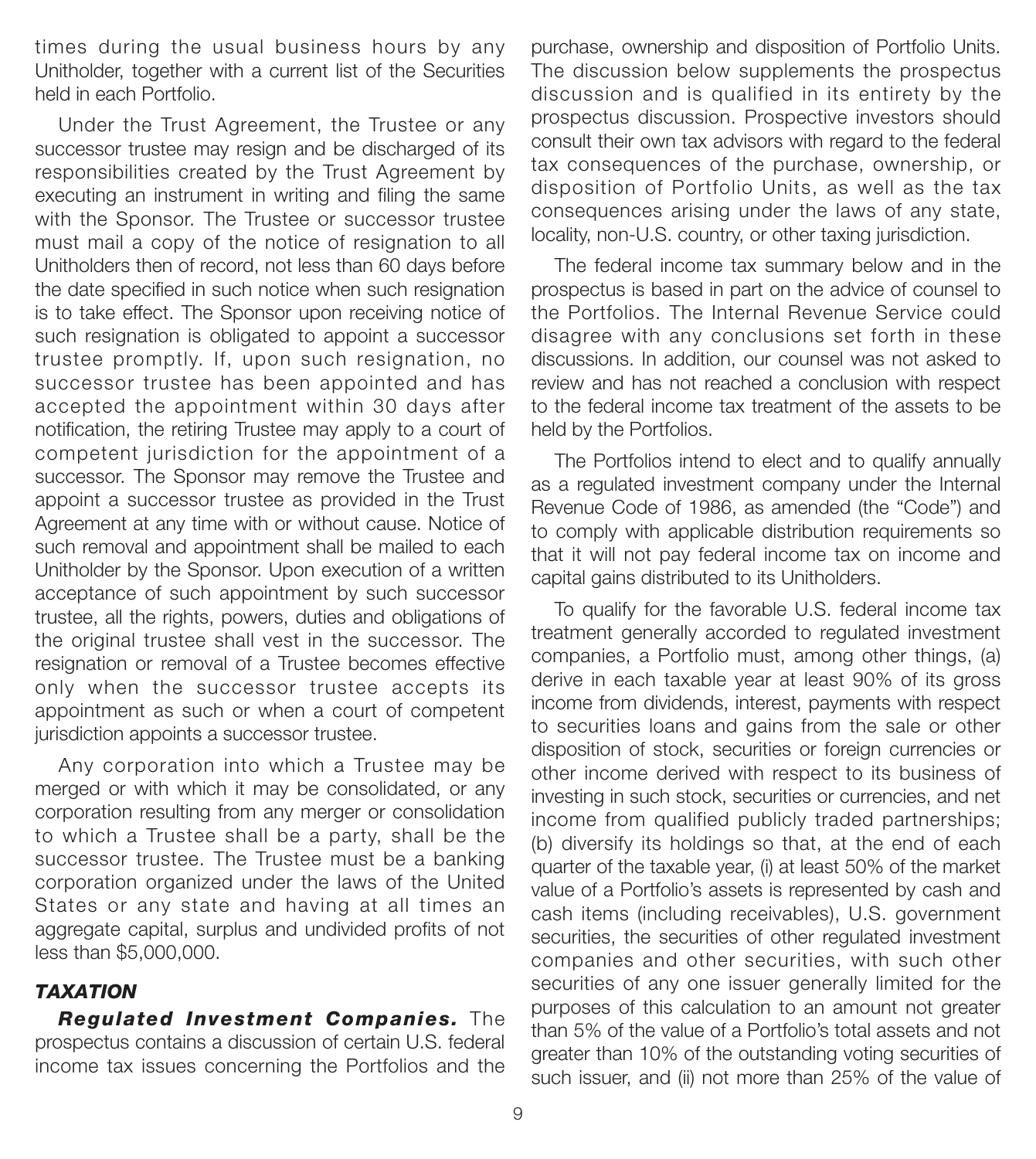times during the usual business hours by any Unitholder, together with a current list of the Securities held in each Portfolio.

Under the Trust Agreement, the Trustee or any successor trustee may resign and be discharged of its responsibilities created by the Trust Agreement by executing an instrument in writing and filing the same with the Sponsor. The Trustee or successor trustee must mail a copy of the notice of resignation to all Unitholders then of record, not less than 60 days before the date specified in such notice when such resignation is to take effect. The Sponsor upon receiving notice of such resignation is obligated to appoint a successor trustee promptly. If, upon such resignation, no successor trustee has been appointed and has accepted the appointment within 30 days after notification, the retiring Trustee may apply to a court of competent jurisdiction for the appointment of a successor. The Sponsor may remove the Trustee and appoint a successor trustee as provided in the Trust Agreement at any time with or without cause. Notice of such removal and appointment shall be mailed to each Unitholder by the Sponsor. Upon execution of a written acceptance of such appointment by such successor trustee, all the rights, powers, duties and obligations of the original trustee shall vest in the successor. The resignation or removal of a Trustee becomes effective only when the successor trustee accepts its appointment as such or when a court of competent jurisdiction appoints a successor trustee.

Any corporation into which a Trustee may be merged or with which it may be consolidated, or any corporation resulting from any merger or consolidation to which a Trustee shall be a party, shall be the successor trustee. The Trustee must be a banking corporation organized under the laws of the United States or any state and having at all times an aggregate capital, surplus and undivided profits of not less than $5,000,000.

### *TAXATION*

***Regulated Investment Companies.*** The prospectus contains a discussion of certain U.S. federal income tax issues concerning the Portfolios and the purchase, ownership and disposition of Portfolio Units. The discussion below supplements the prospectus discussion and is qualified in its entirety by the prospectus discussion. Prospective investors should consult their own tax advisors with regard to the federal tax consequences of the purchase, ownership, or disposition of Portfolio Units, as well as the tax consequences arising under the laws of any state, locality, non-U.S. country, or other taxing jurisdiction.

The federal income tax summary below and in the prospectus is based in part on the advice of counsel to the Portfolios. The Internal Revenue Service could disagree with any conclusions set forth in these discussions. In addition, our counsel was not asked to review and has not reached a conclusion with respect to the federal income tax treatment of the assets to be held by the Portfolios.

The Portfolios intend to elect and to qualify annually as a regulated investment company under the Internal Revenue Code of 1986, as amended (the "Code") and to comply with applicable distribution requirements so that it will not pay federal income tax on income and capital gains distributed to its Unitholders.

To qualify for the favorable U.S. federal income tax treatment generally accorded to regulated investment companies, a Portfolio must, among other things, (a) derive in each taxable year at least 90% of its gross income from dividends, interest, payments with respect to securities loans and gains from the sale or other disposition of stock, securities or foreign currencies or other income derived with respect to its business of investing in such stock, securities or currencies, and net income from qualified publicly traded partnerships; (b) diversify its holdings so that, at the end of each quarter of the taxable year, (i) at least 50% of the market value of a Portfolio's assets is represented by cash and cash items (including receivables), U.S. government securities, the securities of other regulated investment companies and other securities, with such other securities of any one issuer generally limited for the purposes of this calculation to an amount not greater than 5% of the value of a Portfolio's total assets and not greater than 10% of the outstanding voting securities of such issuer, and (ii) not more than 25% of the value of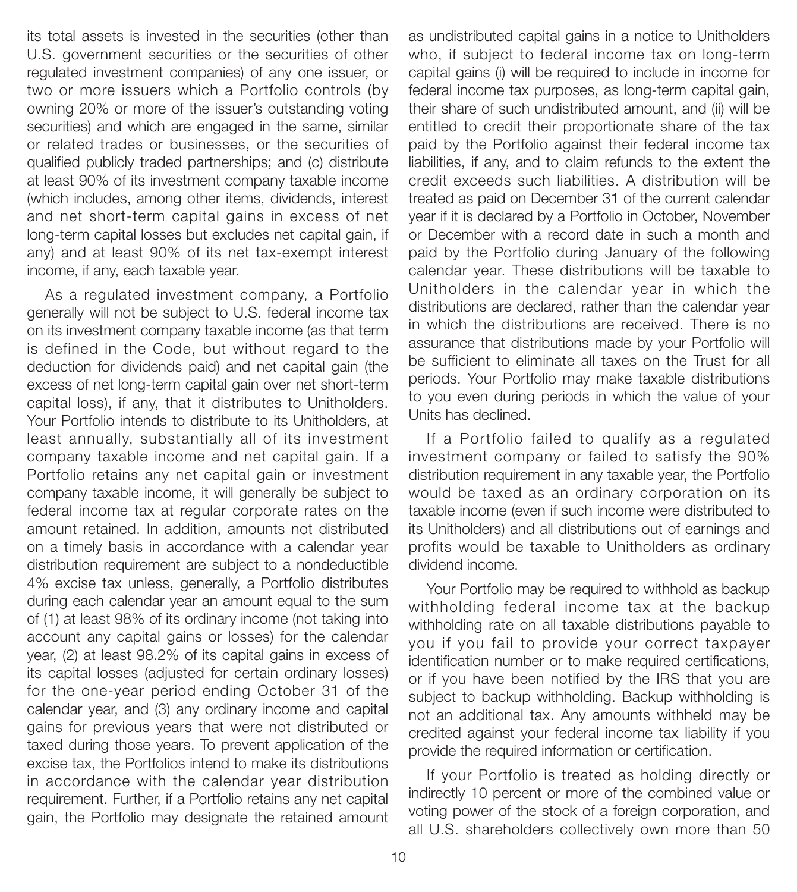its total assets is invested in the securities (other than U.S. government securities or the securities of other regulated investment companies) of any one issuer, or two or more issuers which a Portfolio controls (by owning 20% or more of the issuer's outstanding voting securities) and which are engaged in the same, similar or related trades or businesses, or the securities of qualified publicly traded partnerships; and (c) distribute at least 90% of its investment company taxable income (which includes, among other items, dividends, interest and net short-term capital gains in excess of net long-term capital losses but excludes net capital gain, if any) and at least 90% of its net tax-exempt interest income, if any, each taxable year.

As a regulated investment company, a Portfolio generally will not be subject to U.S. federal income tax on its investment company taxable income (as that term is defined in the Code, but without regard to the deduction for dividends paid) and net capital gain (the excess of net long-term capital gain over net short-term capital loss), if any, that it distributes to Unitholders. Your Portfolio intends to distribute to its Unitholders, at least annually, substantially all of its investment company taxable income and net capital gain. If a Portfolio retains any net capital gain or investment company taxable income, it will generally be subject to federal income tax at regular corporate rates on the amount retained. In addition, amounts not distributed on a timely basis in accordance with a calendar year distribution requirement are subject to a nondeductible 4% excise tax unless, generally, a Portfolio distributes during each calendar year an amount equal to the sum of (1) at least 98% of its ordinary income (not taking into account any capital gains or losses) for the calendar year, (2) at least 98.2% of its capital gains in excess of its capital losses (adjusted for certain ordinary losses) for the one-year period ending October 31 of the calendar year, and (3) any ordinary income and capital gains for previous years that were not distributed or taxed during those years. To prevent application of the excise tax, the Portfolios intend to make its distributions in accordance with the calendar year distribution requirement. Further, if a Portfolio retains any net capital gain, the Portfolio may designate the retained amount as undistributed capital gains in a notice to Unitholders who, if subject to federal income tax on long-term capital gains (i) will be required to include in income for federal income tax purposes, as long-term capital gain, their share of such undistributed amount, and (ii) will be entitled to credit their proportionate share of the tax paid by the Portfolio against their federal income tax liabilities, if any, and to claim refunds to the extent the credit exceeds such liabilities. A distribution will be treated as paid on December 31 of the current calendar year if it is declared by a Portfolio in October, November or December with a record date in such a month and paid by the Portfolio during January of the following calendar year. These distributions will be taxable to Unitholders in the calendar year in which the distributions are declared, rather than the calendar year in which the distributions are received. There is no assurance that distributions made by your Portfolio will be sufficient to eliminate all taxes on the Trust for all periods. Your Portfolio may make taxable distributions to you even during periods in which the value of your Units has declined.

If a Portfolio failed to qualify as a regulated investment company or failed to satisfy the 90% distribution requirement in any taxable year, the Portfolio would be taxed as an ordinary corporation on its taxable income (even if such income were distributed to its Unitholders) and all distributions out of earnings and profits would be taxable to Unitholders as ordinary dividend income.

Your Portfolio may be required to withhold as backup withholding federal income tax at the backup withholding rate on all taxable distributions payable to you if you fail to provide your correct taxpayer identification number or to make required certifications, or if you have been notified by the IRS that you are subject to backup withholding. Backup withholding is not an additional tax. Any amounts withheld may be credited against your federal income tax liability if you provide the required information or certification.

If your Portfolio is treated as holding directly or indirectly 10 percent or more of the combined value or voting power of the stock of a foreign corporation, and all U.S. shareholders collectively own more than 50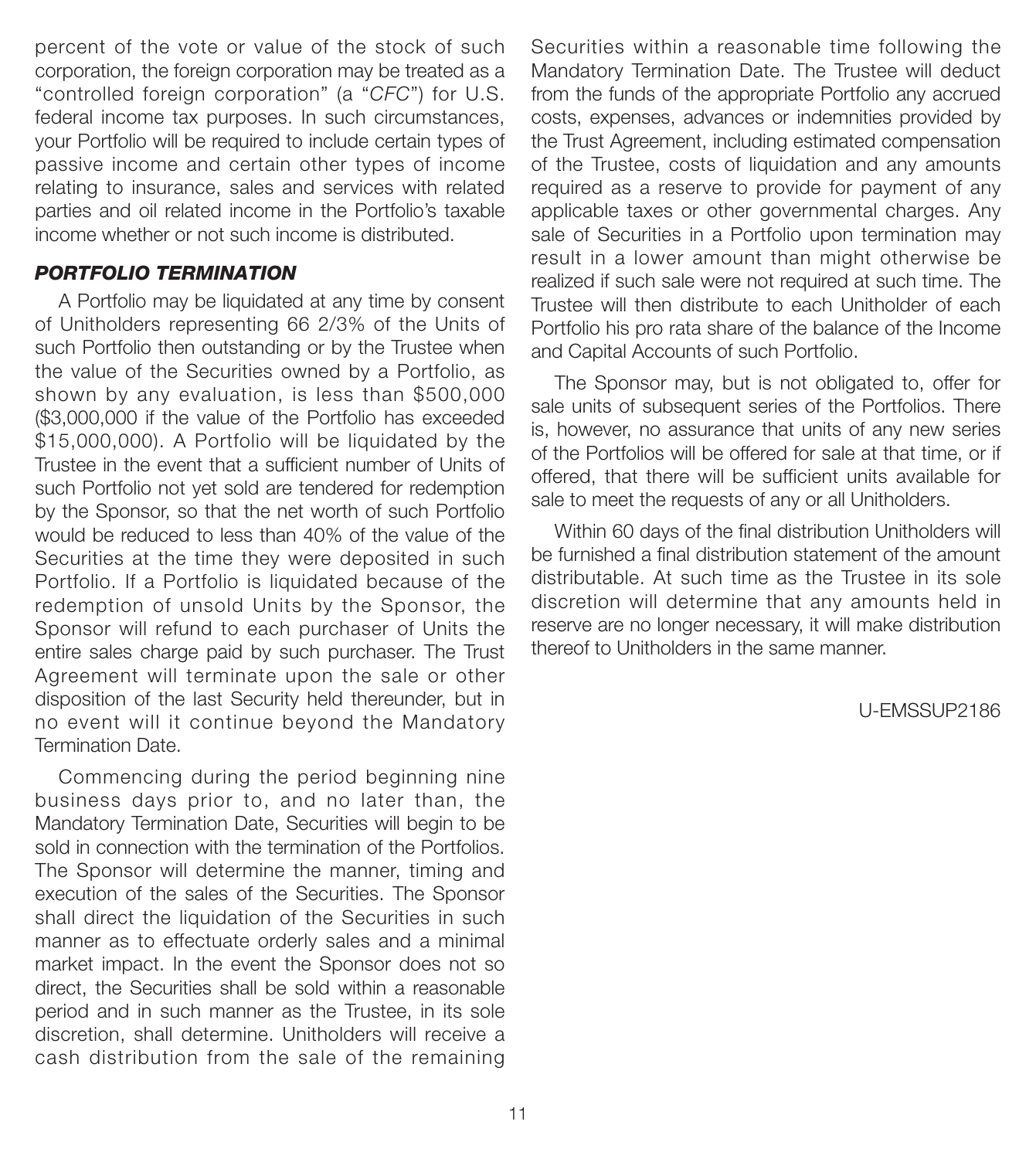percent of the vote or value of the stock of such corporation, the foreign corporation may be treated as a "controlled foreign corporation" (a "*CFC*") for U.S. federal income tax purposes. In such circumstances, your Portfolio will be required to include certain types of passive income and certain other types of income relating to insurance, sales and services with related parties and oil related income in the Portfolio's taxable income whether or not such income is distributed.

### *PORTFOLIO TERMINATION*

A Portfolio may be liquidated at any time by consent of Unitholders representing 66 2/3% of the Units of such Portfolio then outstanding or by the Trustee when the value of the Securities owned by a Portfolio, as shown by any evaluation, is less than $500,000 ($3,000,000 if the value of the Portfolio has exceeded $15,000,000). A Portfolio will be liquidated by the Trustee in the event that a sufficient number of Units of such Portfolio not yet sold are tendered for redemption by the Sponsor, so that the net worth of such Portfolio would be reduced to less than 40% of the value of the Securities at the time they were deposited in such Portfolio. If a Portfolio is liquidated because of the redemption of unsold Units by the Sponsor, the Sponsor will refund to each purchaser of Units the entire sales charge paid by such purchaser. The Trust Agreement will terminate upon the sale or other disposition of the last Security held thereunder, but in no event will it continue beyond the Mandatory Termination Date.

Commencing during the period beginning nine business days prior to, and no later than, the Mandatory Termination Date, Securities will begin to be sold in connection with the termination of the Portfolios. The Sponsor will determine the manner, timing and execution of the sales of the Securities. The Sponsor shall direct the liquidation of the Securities in such manner as to effectuate orderly sales and a minimal market impact. In the event the Sponsor does not so direct, the Securities shall be sold within a reasonable period and in such manner as the Trustee, in its sole discretion, shall determine. Unitholders will receive a cash distribution from the sale of the remaining Securities within a reasonable time following the Mandatory Termination Date. The Trustee will deduct from the funds of the appropriate Portfolio any accrued costs, expenses, advances or indemnities provided by the Trust Agreement, including estimated compensation of the Trustee, costs of liquidation and any amounts required as a reserve to provide for payment of any applicable taxes or other governmental charges. Any sale of Securities in a Portfolio upon termination may result in a lower amount than might otherwise be realized if such sale were not required at such time. The Trustee will then distribute to each Unitholder of each Portfolio his pro rata share of the balance of the Income and Capital Accounts of such Portfolio.

The Sponsor may, but is not obligated to, offer for sale units of subsequent series of the Portfolios. There is, however, no assurance that units of any new series of the Portfolios will be offered for sale at that time, or if offered, that there will be sufficient units available for sale to meet the requests of any or all Unitholders.

Within 60 days of the final distribution Unitholders will be furnished a final distribution statement of the amount distributable. At such time as the Trustee in its sole discretion will determine that any amounts held in reserve are no longer necessary, it will make distribution thereof to Unitholders in the same manner.

U-EMSSUP2186